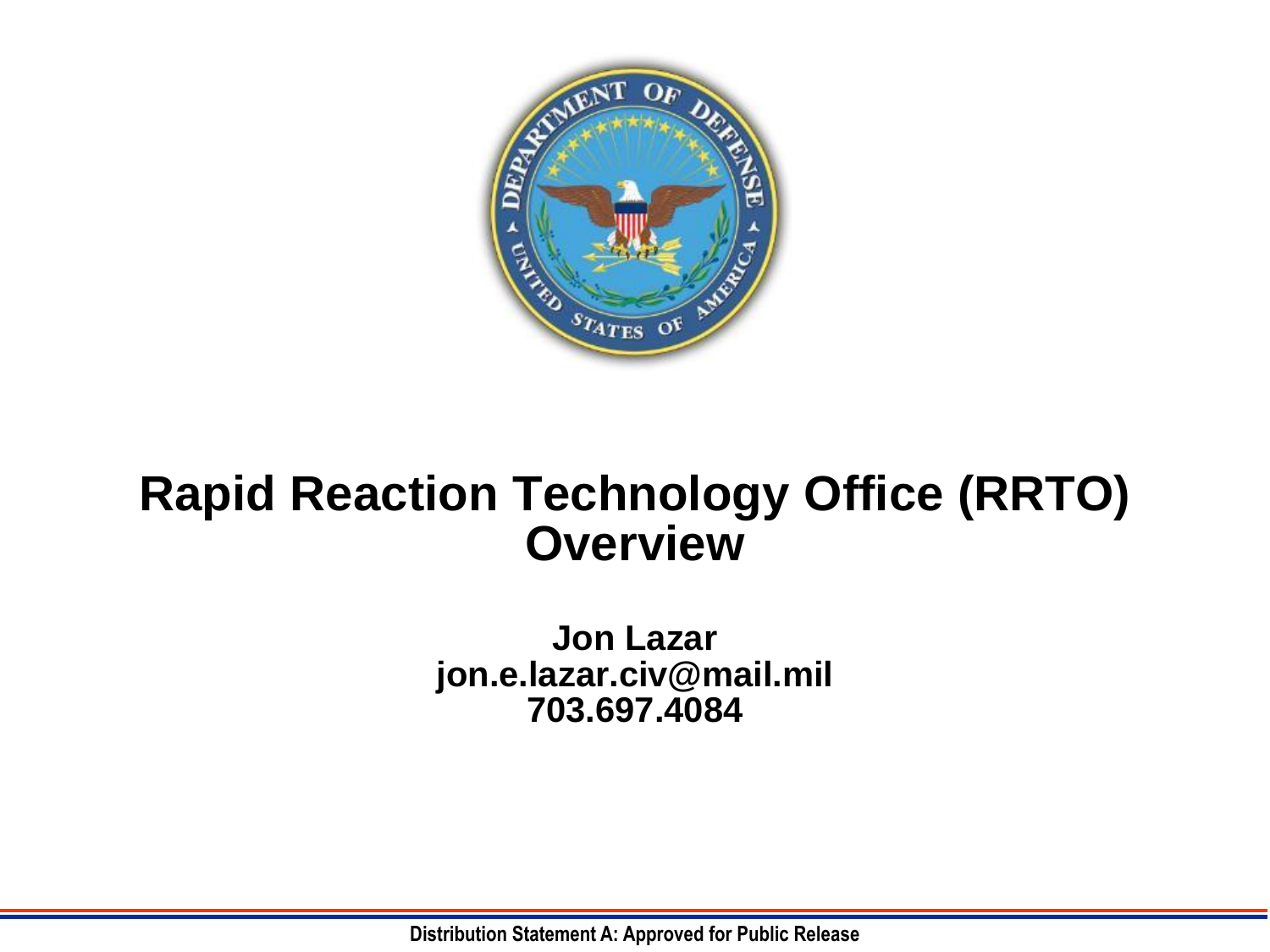# Rapid Reaction Technology Office (RRTO) Overview

**Jon Lazar**
**jon.e.lazar.civ@mail.mil**
**703.697.4084**

**Distribution Statement A: Approved for Public Release**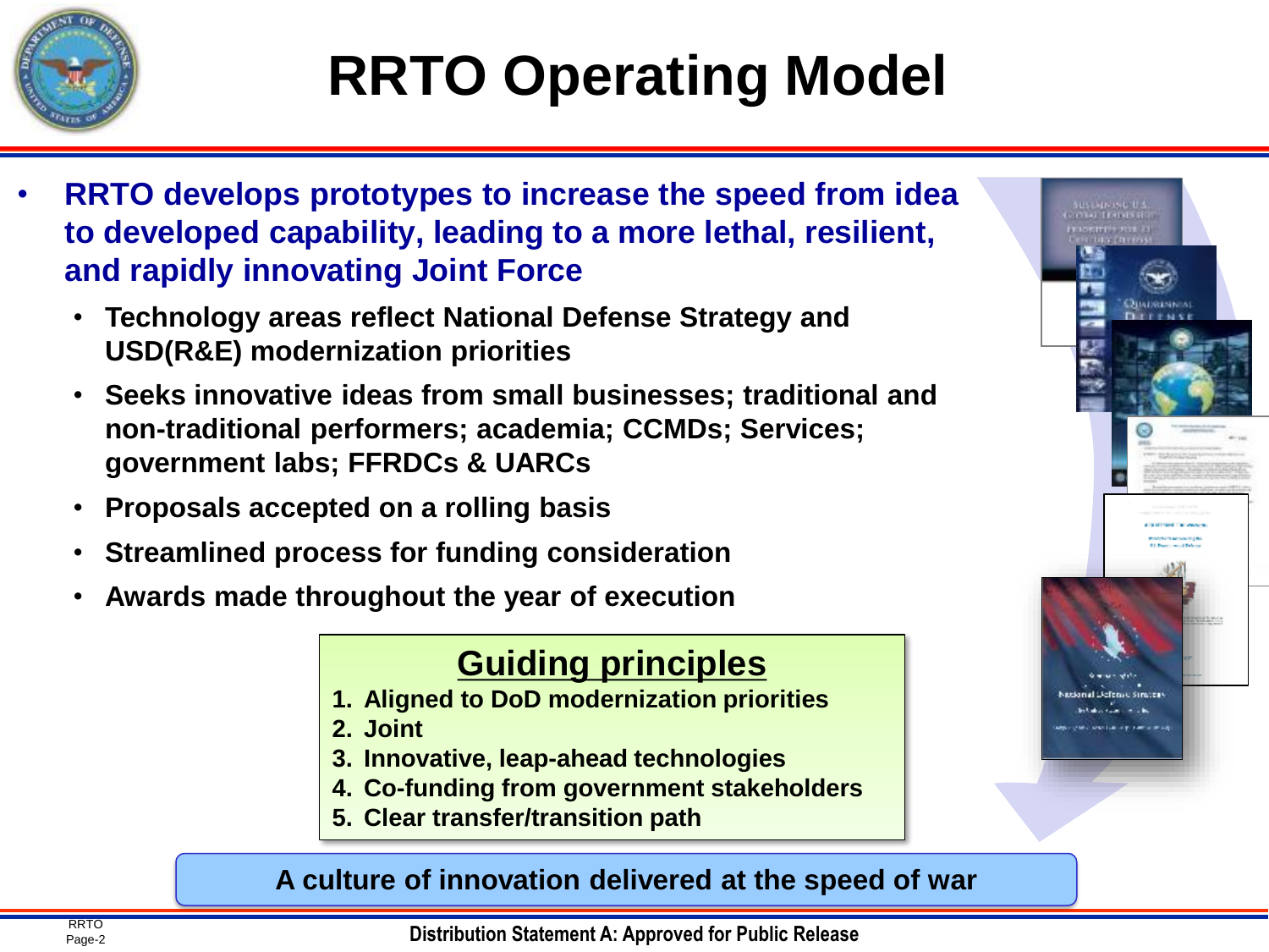# RRTO Operating Model

- **RRTO develops prototypes to increase the speed from idea to developed capability, leading to a more lethal, resilient, and rapidly innovating Joint Force**
  - **Technology areas reflect National Defense Strategy and USD(R&E) modernization priorities**
  - **Seeks innovative ideas from small businesses; traditional and non-traditional performers; academia; CCMDs; Services; government labs; FFRDCs & UARCs**
  - **Proposals accepted on a rolling basis**
  - **Streamlined process for funding consideration**
  - **Awards made throughout the year of execution**

## Guiding principles

1. **Aligned to DoD modernization priorities**
2. **Joint**
3. **Innovative, leap-ahead technologies**
4. **Co-funding from government stakeholders**
5. **Clear transfer/transition path**

**A culture of innovation delivered at the speed of war**

**Distribution Statement A: Approved for Public Release**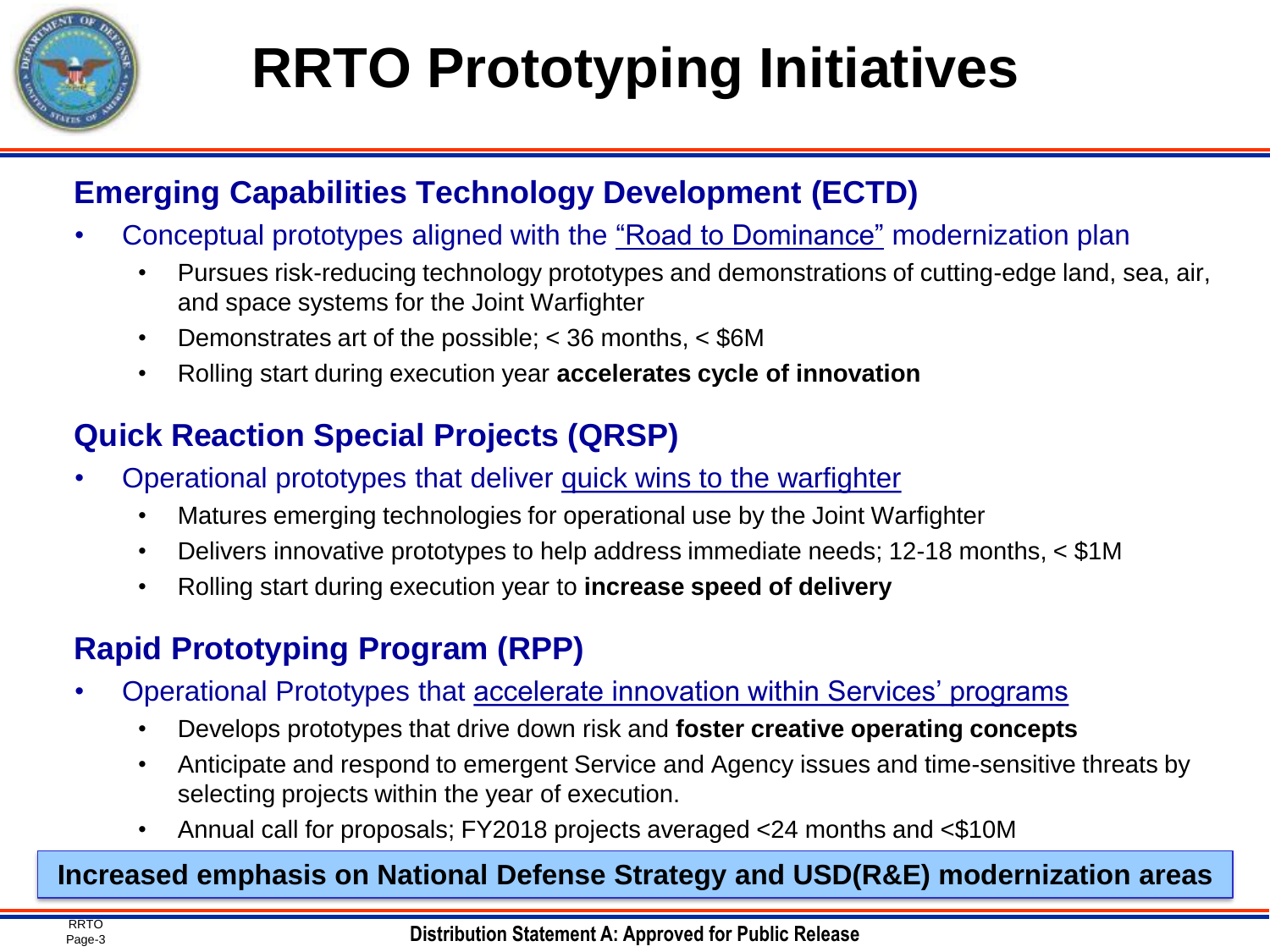# RRTO Prototyping Initiatives

## Emerging Capabilities Technology Development (ECTD)

- Conceptual prototypes aligned with the "Road to Dominance" modernization plan
  - Pursues risk-reducing technology prototypes and demonstrations of cutting-edge land, sea, air, and space systems for the Joint Warfighter
  - Demonstrates art of the possible; < 36 months, < $6M
  - Rolling start during execution year **accelerates cycle of innovation**

## Quick Reaction Special Projects (QRSP)

- Operational prototypes that deliver quick wins to the warfighter
  - Matures emerging technologies for operational use by the Joint Warfighter
  - Delivers innovative prototypes to help address immediate needs; 12-18 months, < $1M
  - Rolling start during execution year to **increase speed of delivery**

## Rapid Prototyping Program (RPP)

- Operational Prototypes that accelerate innovation within Services' programs
  - Develops prototypes that drive down risk and **foster creative operating concepts**
  - Anticipate and respond to emergent Service and Agency issues and time-sensitive threats by selecting projects within the year of execution.
  - Annual call for proposals; FY2018 projects averaged <24 months and <$10M

**Increased emphasis on National Defense Strategy and USD(R&E) modernization areas**

**Distribution Statement A: Approved for Public Release**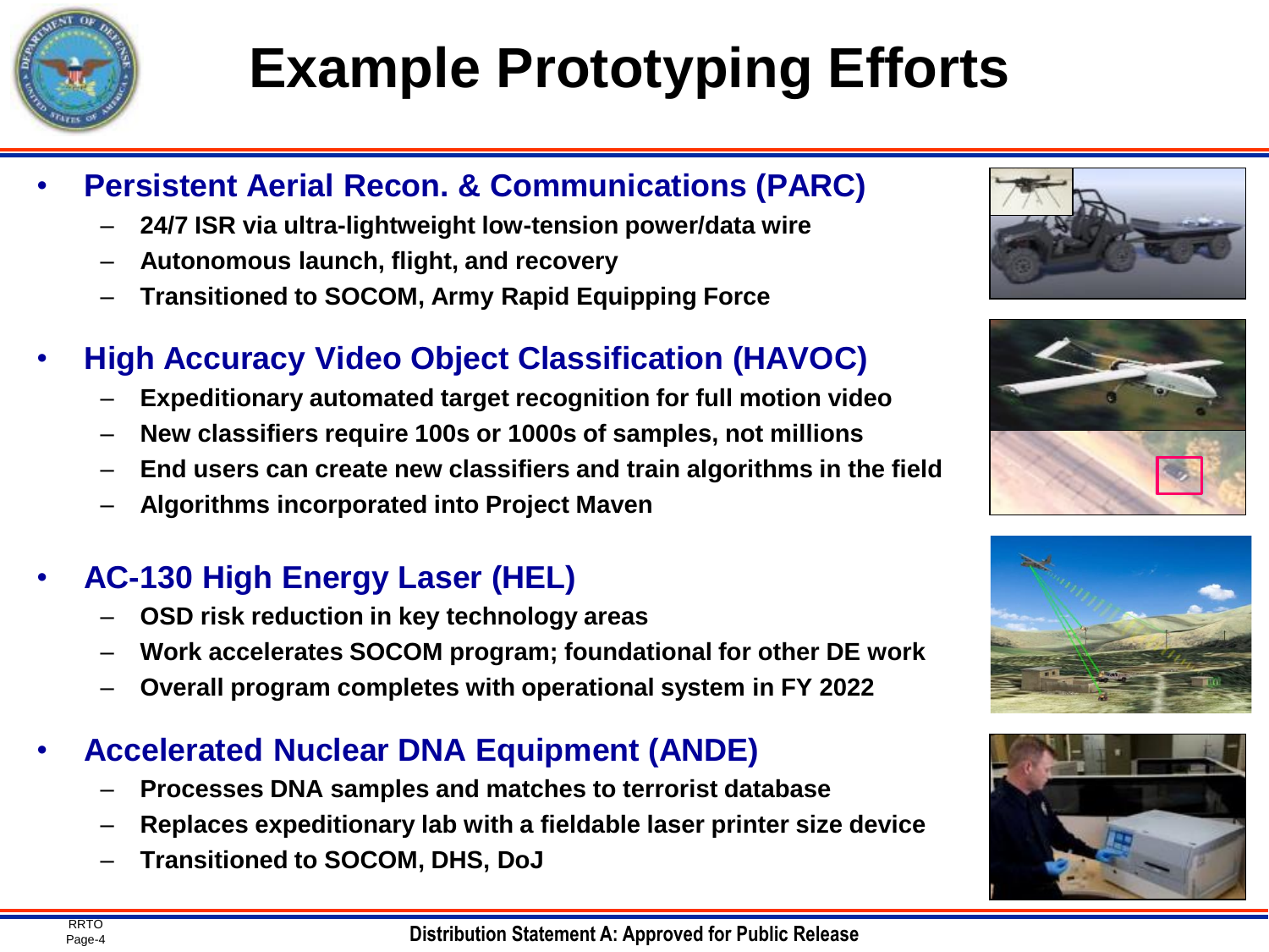# Example Prototyping Efforts

- **Persistent Aerial Recon. & Communications (PARC)**
  - 24/7 ISR via ultra-lightweight low-tension power/data wire
  - Autonomous launch, flight, and recovery
  - Transitioned to SOCOM, Army Rapid Equipping Force
- **High Accuracy Video Object Classification (HAVOC)**
  - Expeditionary automated target recognition for full motion video
  - New classifiers require 100s or 1000s of samples, not millions
  - End users can create new classifiers and train algorithms in the field
  - Algorithms incorporated into Project Maven
- **AC-130 High Energy Laser (HEL)**
  - OSD risk reduction in key technology areas
  - Work accelerates SOCOM program; foundational for other DE work
  - Overall program completes with operational system in FY 2022
- **Accelerated Nuclear DNA Equipment (ANDE)**
  - Processes DNA samples and matches to terrorist database
  - Replaces expeditionary lab with a fieldable laser printer size device
  - Transitioned to SOCOM, DHS, DoJ

Distribution Statement A: Approved for Public Release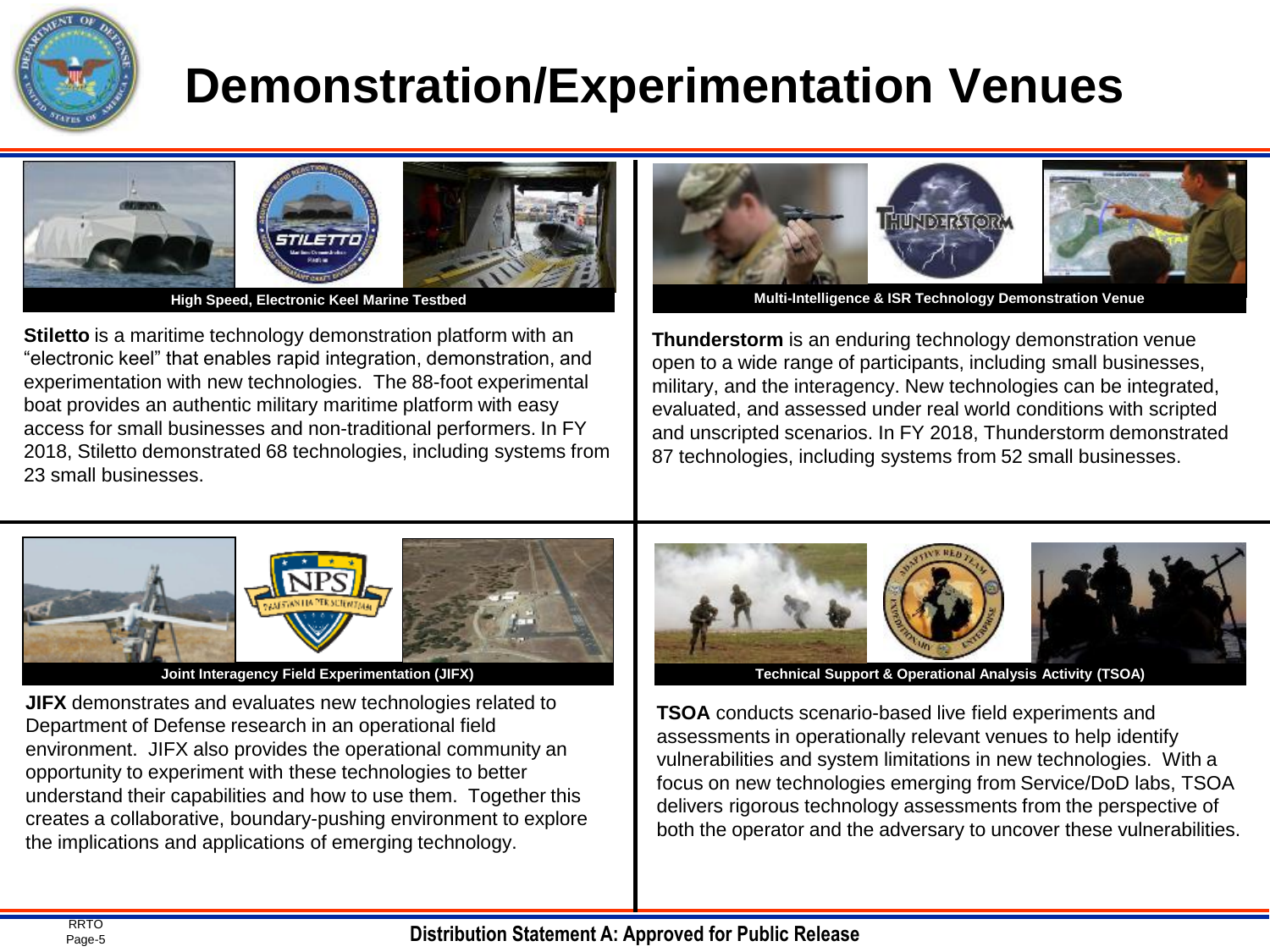# Demonstration/Experimentation Venues

**High Speed, Electronic Keel Marine Testbed**

**Stiletto** is a maritime technology demonstration platform with an “electronic keel” that enables rapid integration, demonstration, and experimentation with new technologies. The 88-foot experimental boat provides an authentic military maritime platform with easy access for small businesses and non-traditional performers. In FY 2018, Stiletto demonstrated 68 technologies, including systems from 23 small businesses.

**Multi-Intelligence & ISR Technology Demonstration Venue**

**Thunderstorm** is an enduring technology demonstration venue open to a wide range of participants, including small businesses, military, and the interagency. New technologies can be integrated, evaluated, and assessed under real world conditions with scripted and unscripted scenarios. In FY 2018, Thunderstorm demonstrated 87 technologies, including systems from 52 small businesses.

**Joint Interagency Field Experimentation (JIFX)**

**JIFX** demonstrates and evaluates new technologies related to Department of Defense research in an operational field environment. JIFX also provides the operational community an opportunity to experiment with these technologies to better understand their capabilities and how to use them. Together this creates a collaborative, boundary-pushing environment to explore the implications and applications of emerging technology.

**Technical Support & Operational Analysis Activity (TSOA)**

**TSOA** conducts scenario-based live field experiments and assessments in operationally relevant venues to help identify vulnerabilities and system limitations in new technologies. With a focus on new technologies emerging from Service/DoD labs, TSOA delivers rigorous technology assessments from the perspective of both the operator and the adversary to uncover these vulnerabilities.

**Distribution Statement A: Approved for Public Release**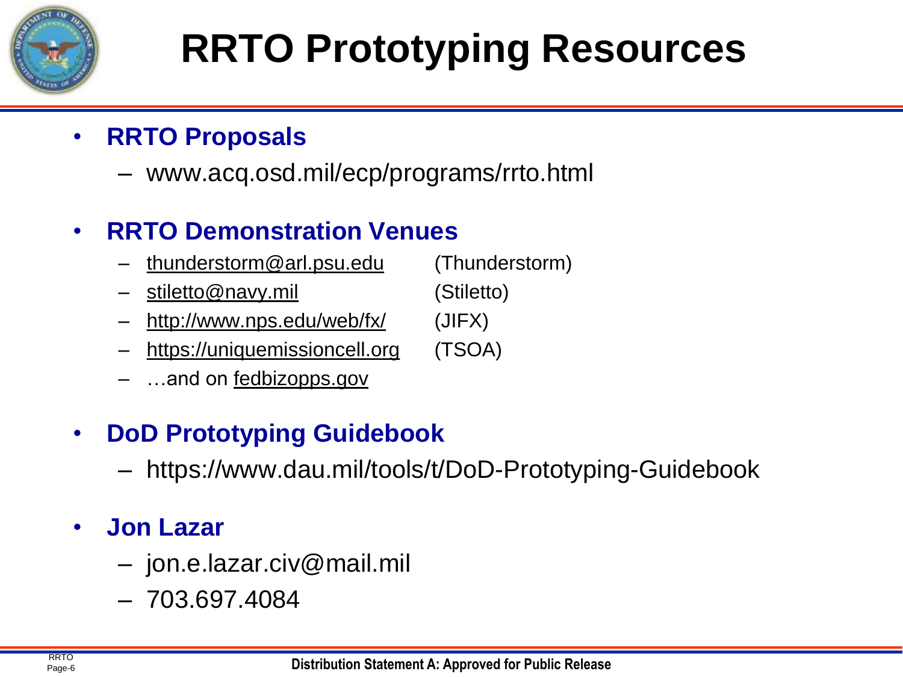# RRTO Prototyping Resources

- **RRTO Proposals**
  - www.acq.osd.mil/ecp/programs/rrto.html

- **RRTO Demonstration Venues**
  - thunderstorm@arl.psu.edu (Thunderstorm)
  - stiletto@navy.mil (Stiletto)
  - http://www.nps.edu/web/fx/ (JIFX)
  - https://uniquemissioncell.org (TSOA)
  - …and on fedbizopps.gov

- **DoD Prototyping Guidebook**
  - https://www.dau.mil/tools/t/DoD-Prototyping-Guidebook

- **Jon Lazar**
  - jon.e.lazar.civ@mail.mil
  - 703.697.4084

Distribution Statement A: Approved for Public Release